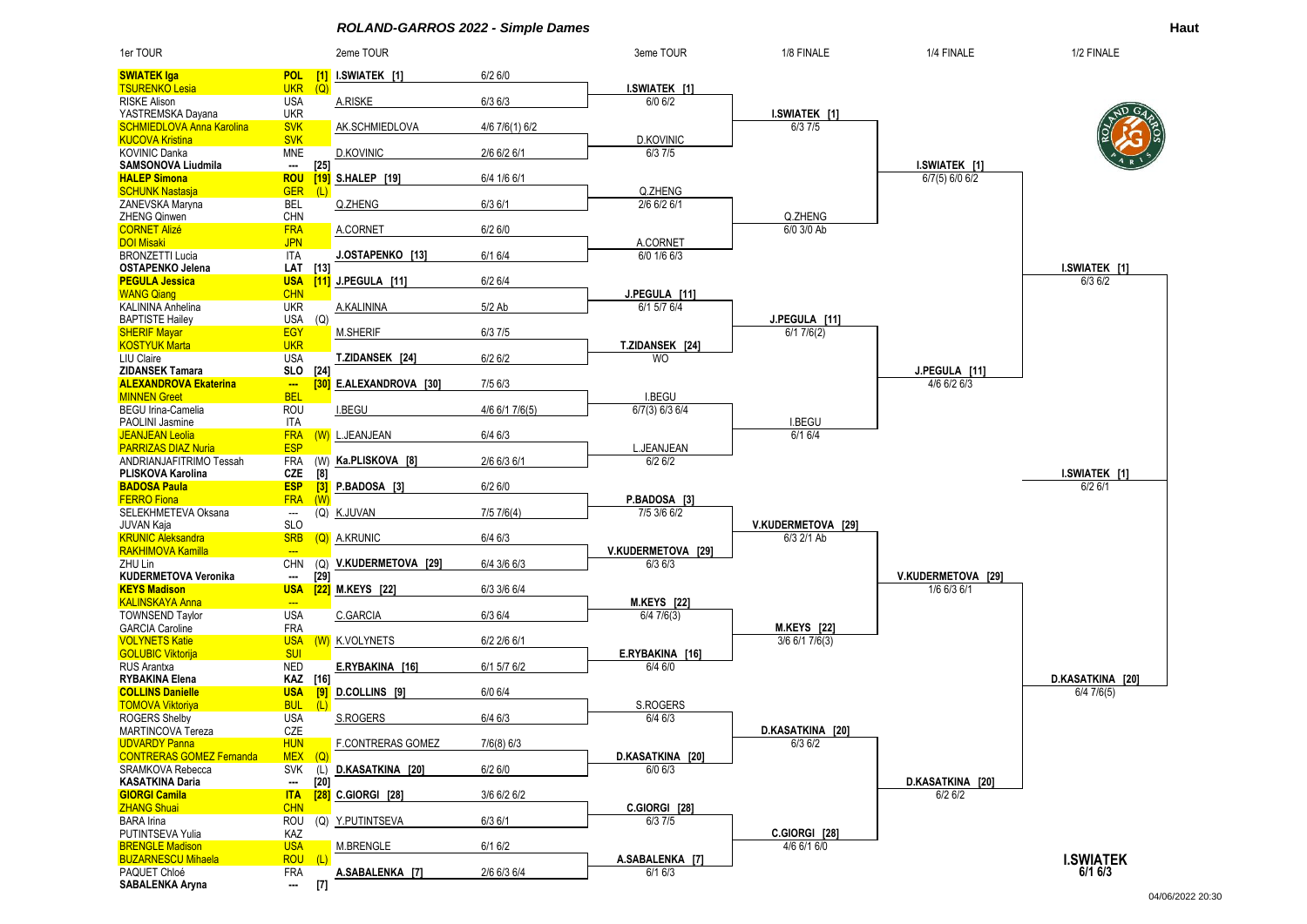# ROLAND-GARROS 2022 - Simple Dames

Haut

## 1er TOUR

| Joueuse | Pays | Statut |
|---|---|---|
| **SWIATEK Iga** | POL | [1] |
| TSURENKO Lesia | UKR | (Q) |
| RISKE Alison | USA | |
| YASTREMSKA Dayana | UKR | |
| SCHMIEDLOVA Anna Karolina | SVK | |
| KUCOVA Kristina | SVK | |
| KOVINIC Danka | MNE | |
| **SAMSONOVA Liudmila** | --- | [25] |
| **HALEP Simona** | ROU | [19] |
| SCHUNK Nastasja | GER | (L) |
| ZANEVSKA Maryna | BEL | |
| ZHENG Qinwen | CHN | |
| CORNET Alizé | FRA | |
| DOI Misaki | JPN | |
| BRONZETTI Lucia | ITA | |
| **OSTAPENKO Jelena** | LAT | [13] |
| **PEGULA Jessica** | USA | [11] |
| WANG Qiang | CHN | |
| KALININA Anhelina | UKR | |
| BAPTISTE Hailey | USA | (Q) |
| SHERIF Mayar | EGY | |
| KOSTYUK Marta | UKR | |
| LIU Claire | USA | |
| **ZIDANSEK Tamara** | SLO | [24] |
| **ALEXANDROVA Ekaterina** | --- | [30] |
| MINNEN Greet | BEL | |
| BEGU Irina-Camelia | ROU | |
| PAOLINI Jasmine | ITA | |
| JEANJEAN Leolia | FRA | (W) |
| PARRIZAS DIAZ Nuria | ESP | |
| ANDRIANJAFITRIMO Tessah | FRA | (W) |
| **PLISKOVA Karolina** | CZE | [8] |
| **BADOSA Paula** | ESP | [3] |
| FERRO Fiona | FRA | (W) |
| SELEKHMETEVA Oksana | --- | (Q) |
| JUVAN Kaja | SLO | |
| KRUNIC Aleksandra | SRB | (Q) |
| RAKHIMOVA Kamilla | --- | |
| ZHU Lin | CHN | (Q) |
| **KUDERMETOVA Veronika** | --- | [29] |
| **KEYS Madison** | USA | [22] |
| KALINSKAYA Anna | --- | |
| TOWNSEND Taylor | USA | |
| GARCIA Caroline | FRA | |
| VOLYNETS Katie | USA | (W) |
| GOLUBIC Viktorija | SUI | |
| RUS Arantxa | NED | |
| **RYBAKINA Elena** | KAZ | [16] |
| **COLLINS Danielle** | USA | [9] |
| TOMOVA Viktoriya | BUL | (L) |
| ROGERS Shelby | USA | |
| MARTINCOVA Tereza | CZE | |
| UDVARDY Panna | HUN | |
| CONTRERAS GOMEZ Fernanda | MEX | (Q) |
| SRAMKOVA Rebecca | SVK | (L) |
| **KASATKINA Daria** | --- | [20] |
| **GIORGI Camila** | ITA | [28] |
| ZHANG Shuai | CHN | |
| BARA Irina | ROU | (Q) |
| PUTINTSEVA Yulia | KAZ | |
| BRENGLE Madison | USA | |
| BUZARNESCU Mihaela | ROU | (L) |
| PAQUET Chloé | FRA | |
| **SABALENKA Aryna** | --- | [7] |

## 2eme TOUR

| Qualifiée | Score |
|---|---|
| I.SWIATEK [1] | 6/2 6/0 |
| A.RISKE | 6/3 6/3 |
| AK.SCHMIEDLOVA | 4/6 7/6(1) 6/2 |
| D.KOVINIC | 2/6 6/2 6/1 |
| S.HALEP [19] | 6/4 1/6 6/1 |
| Q.ZHENG | 6/3 6/1 |
| A.CORNET | 6/2 6/0 |
| J.OSTAPENKO [13] | 6/1 6/4 |
| J.PEGULA [11] | 6/2 6/4 |
| A.KALININA | 5/2 Ab |
| M.SHERIF | 6/3 7/5 |
| T.ZIDANSEK [24] | 6/2 6/2 |
| E.ALEXANDROVA [30] | 7/5 6/3 |
| I.BEGU | 4/6 6/1 7/6(5) |
| L.JEANJEAN | 6/4 6/3 |
| Ka.PLISKOVA [8] | 2/6 6/3 6/1 |
| P.BADOSA [3] | 6/2 6/0 |
| K.JUVAN | 7/5 7/6(4) |
| A.KRUNIC | 6/4 6/3 |
| V.KUDERMETOVA [29] | 6/4 3/6 6/3 |
| M.KEYS [22] | 6/3 3/6 6/4 |
| C.GARCIA | 6/3 6/4 |
| K.VOLYNETS | 6/2 2/6 6/1 |
| E.RYBAKINA [16] | 6/1 5/7 6/2 |
| D.COLLINS [9] | 6/0 6/4 |
| S.ROGERS | 6/4 6/3 |
| F.CONTRERAS GOMEZ | 7/6(8) 6/3 |
| D.KASATKINA [20] | 6/2 6/0 |
| C.GIORGI [28] | 3/6 6/2 6/2 |
| Y.PUTINTSEVA | 6/3 6/1 |
| M.BRENGLE | 6/1 6/2 |
| A.SABALENKA [7] | 2/6 6/3 6/4 |

## 3eme TOUR

| Qualifiée | Score |
|---|---|
| I.SWIATEK [1] | 6/0 6/2 |
| D.KOVINIC | 6/3 7/5 |
| Q.ZHENG | 2/6 6/2 6/1 |
| A.CORNET | 6/0 1/6 6/3 |
| J.PEGULA [11] | 6/1 5/7 6/4 |
| T.ZIDANSEK [24] | WO |
| I.BEGU | 6/7(3) 6/3 6/4 |
| L.JEANJEAN | 6/2 6/2 |
| P.BADOSA [3] | 7/5 3/6 6/2 |
| V.KUDERMETOVA [29] | 6/3 6/3 |
| M.KEYS [22] | 6/4 7/6(3) |
| E.RYBAKINA [16] | 6/4 6/0 |
| S.ROGERS | 6/4 6/3 |
| D.KASATKINA [20] | 6/0 6/3 |
| C.GIORGI [28] | 6/3 7/5 |
| A.SABALENKA [7] | 6/1 6/3 |

## 1/8 FINALE

| Qualifiée | Score |
|---|---|
| I.SWIATEK [1] | 6/3 7/5 |
| Q.ZHENG | 6/0 3/0 Ab |
| J.PEGULA [11] | 6/1 7/6(2) |
| I.BEGU | 6/1 6/4 |
| V.KUDERMETOVA [29] | 6/3 2/1 Ab |
| M.KEYS [22] | 3/6 6/1 7/6(3) |
| D.KASATKINA [20] | 6/3 6/2 |
| C.GIORGI [28] | 4/6 6/1 6/0 |

## 1/4 FINALE

| Qualifiée | Score |
|---|---|
| I.SWIATEK [1] | 6/7(5) 6/0 6/2 |
| J.PEGULA [11] | 4/6 6/2 6/3 |
| V.KUDERMETOVA [29] | 1/6 6/3 6/1 |
| D.KASATKINA [20] | 6/2 6/2 |

## 1/2 FINALE

| Qualifiée | Score |
|---|---|
| I.SWIATEK [1] | 6/3 6/2 |
| I.SWIATEK [1] | 6/2 6/1 |
| D.KASATKINA [20] | 6/4 7/6(5) |

**I.SWIATEK**
**6/1 6/3**

04/06/2022 20:30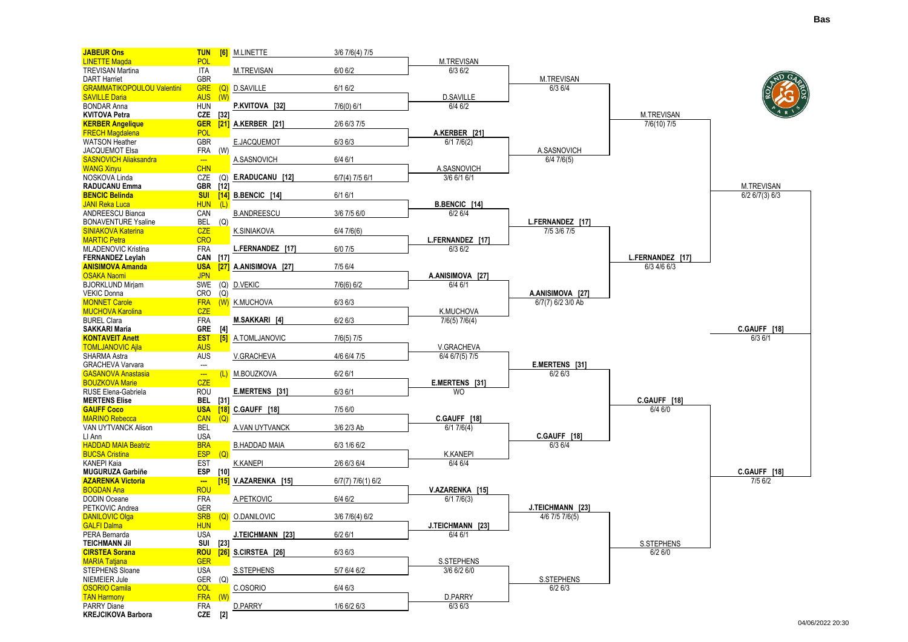# Bas

## 1st Round

| Player | Country | Seed/Status |
| --- | --- | --- |
| JABEUR Ons | TUN | [6] |
| LINETTE Magda | POL | |
| TREVISAN Martina | ITA | |
| DART Harriet | GBR | |
| GRAMMATIKOPOULOU Valentini | GRE | (Q) |
| SAVILLE Daria | AUS | (W) |
| BONDAR Anna | HUN | |
| KVITOVA Petra | CZE | [32] |
| KERBER Angelique | GER | [21] |
| FRECH Magdalena | POL | |
| WATSON Heather | GBR | |
| JACQUEMOT Elsa | FRA | (W) |
| SASNOVICH Aliaksandra | --- | |
| WANG Xinyu | CHN | |
| NOSKOVA Linda | CZE | (Q) |
| RADUCANU Emma | GBR | [12] |
| BENCIC Belinda | SUI | [14] |
| JANI Reka Luca | HUN | (L) |
| ANDREESCU Bianca | CAN | |
| BONAVENTURE Ysaline | BEL | (Q) |
| SINIAKOVA Katerina | CZE | |
| MARTIC Petra | CRO | |
| MLADENOVIC Kristina | FRA | |
| FERNANDEZ Leylah | CAN | [17] |
| ANISIMOVA Amanda | USA | [27] |
| OSAKA Naomi | JPN | |
| BJORKLUND Mirjam | SWE | (Q) |
| VEKIC Donna | CRO | (Q) |
| MONNET Carole | FRA | (W) |
| MUCHOVA Karolina | CZE | |
| BUREL Clara | FRA | |
| SAKKARI Maria | GRE | [4] |
| KONTAVEIT Anett | EST | [5] |
| TOMLJANOVIC Ajla | AUS | |
| SHARMA Astra | AUS | |
| GRACHEVA Varvara | --- | |
| GASANOVA Anastasia | --- | (L) |
| BOUZKOVA Marie | CZE | |
| RUSE Elena-Gabriela | ROU | |
| MERTENS Elise | BEL | [31] |
| GAUFF Coco | USA | [18] |
| MARINO Rebecca | CAN | (Q) |
| VAN UYTVANCK Alison | BEL | |
| LI Ann | USA | |
| HADDAD MAIA Beatriz | BRA | |
| BUCSA Cristina | ESP | (Q) |
| KANEPI Kaia | EST | |
| MUGURUZA Garbiñe | ESP | [10] |
| AZARENKA Victoria | --- | [15] |
| BOGDAN Ana | ROU | |
| DODIN Oceane | FRA | |
| PETKOVIC Andrea | GER | |
| DANILOVIC Olga | SRB | (Q) |
| GALFI Dalma | HUN | |
| PERA Bernarda | USA | |
| TEICHMANN Jil | SUI | [23] |
| CIRSTEA Sorana | ROU | [26] |
| MARIA Tatjana | GER | |
| STEPHENS Sloane | USA | |
| NIEMEIER Jule | GER | (Q) |
| OSORIO Camila | COL | |
| TAN Harmony | FRA | (W) |
| PARRY Diane | FRA | |
| KREJCIKOVA Barbora | CZE | [2] |

## 2nd Round

| Winner | Score |
| --- | --- |
| M.LINETTE | 3/6 7/6(4) 7/5 |
| M.TREVISAN | 6/0 6/2 |
| D.SAVILLE | 6/1 6/2 |
| P.KVITOVA [32] | 7/6(0) 6/1 |
| A.KERBER [21] | 2/6 6/3 7/5 |
| E.JACQUEMOT | 6/3 6/3 |
| A.SASNOVICH | 6/4 6/1 |
| E.RADUCANU [12] | 6/7(4) 7/5 6/1 |
| B.BENCIC [14] | 6/1 6/1 |
| B.ANDREESCU | 3/6 7/5 6/0 |
| K.SINIAKOVA | 6/4 7/6(6) |
| L.FERNANDEZ [17] | 6/0 7/5 |
| A.ANISIMOVA [27] | 7/5 6/4 |
| D.VEKIC | 7/6(6) 6/2 |
| K.MUCHOVA | 6/3 6/3 |
| M.SAKKARI [4] | 6/2 6/3 |
| A.TOMLJANOVIC | 7/6(5) 7/5 |
| V.GRACHEVA | 4/6 6/4 7/5 |
| M.BOUZKOVA | 6/2 6/1 |
| E.MERTENS [31] | 6/3 6/1 |
| C.GAUFF [18] | 7/5 6/0 |
| A.VAN UYTVANCK | 3/6 2/3 Ab |
| B.HADDAD MAIA | 6/3 1/6 6/2 |
| K.KANEPI | 2/6 6/3 6/4 |
| V.AZARENKA [15] | 6/7(7) 7/6(1) 6/2 |
| A.PETKOVIC | 6/4 6/2 |
| O.DANILOVIC | 3/6 7/6(4) 6/2 |
| J.TEICHMANN [23] | 6/2 6/1 |
| S.CIRSTEA [26] | 6/3 6/3 |
| S.STEPHENS | 5/7 6/4 6/2 |
| C.OSORIO | 6/4 6/3 |
| D.PARRY | 1/6 6/2 6/3 |

## 3rd Round

| Winner | Score |
| --- | --- |
| M.TREVISAN | 6/3 6/2 |
| D.SAVILLE | 6/4 6/2 |
| A.KERBER [21] | 6/1 7/6(2) |
| A.SASNOVICH | 3/6 6/1 6/1 |
| B.BENCIC [14] | 6/2 6/4 |
| L.FERNANDEZ [17] | 6/3 6/2 |
| A.ANISIMOVA [27] | 6/4 6/1 |
| K.MUCHOVA | 7/6(5) 7/6(4) |
| V.GRACHEVA | 6/4 6/7(5) 7/5 |
| E.MERTENS [31] | WO |
| C.GAUFF [18] | 6/1 7/6(4) |
| K.KANEPI | 6/4 6/4 |
| V.AZARENKA [15] | 6/1 7/6(3) |
| J.TEICHMANN [23] | 6/4 6/1 |
| S.STEPHENS | 3/6 6/2 6/0 |
| D.PARRY | 6/3 6/3 |

## 4th Round

| Winner | Score |
| --- | --- |
| M.TREVISAN | 6/3 6/4 |
| A.SASNOVICH | 6/4 7/6(5) |
| L.FERNANDEZ [17] | 7/5 3/6 7/5 |
| A.ANISIMOVA [27] | 6/7(7) 6/2 3/0 Ab |
| E.MERTENS [31] | 6/2 6/3 |
| C.GAUFF [18] | 6/3 6/4 |
| J.TEICHMANN [23] | 4/6 7/5 7/6(5) |
| S.STEPHENS | 6/2 6/3 |

## Quarter-finals

| Winner | Score |
| --- | --- |
| M.TREVISAN | 7/6(10) 7/5 |
| L.FERNANDEZ [17] | 6/3 4/6 6/3 |
| C.GAUFF [18] | 6/4 6/0 |
| S.STEPHENS | 6/2 6/0 |

## Semi-finals

| Winner | Score |
| --- | --- |
| M.TREVISAN | 6/2 6/7(3) 6/3 |
| C.GAUFF [18] | 7/5 6/2 |

## Final

| Winner | Score |
| --- | --- |
| C.GAUFF [18] | 6/3 6/1 |

04/06/2022 20:30